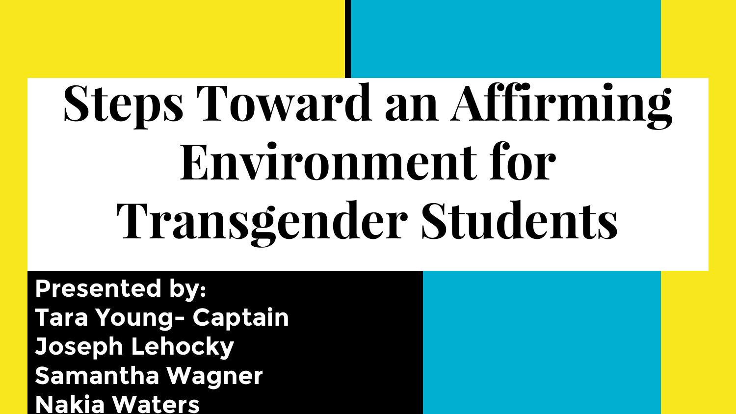# Steps Toward an Affirming Environment for Transgender Students

**Presented by:**
**Tara Young- Captain**
**Joseph Lehocky**
**Samantha Wagner**
**Nakia Waters**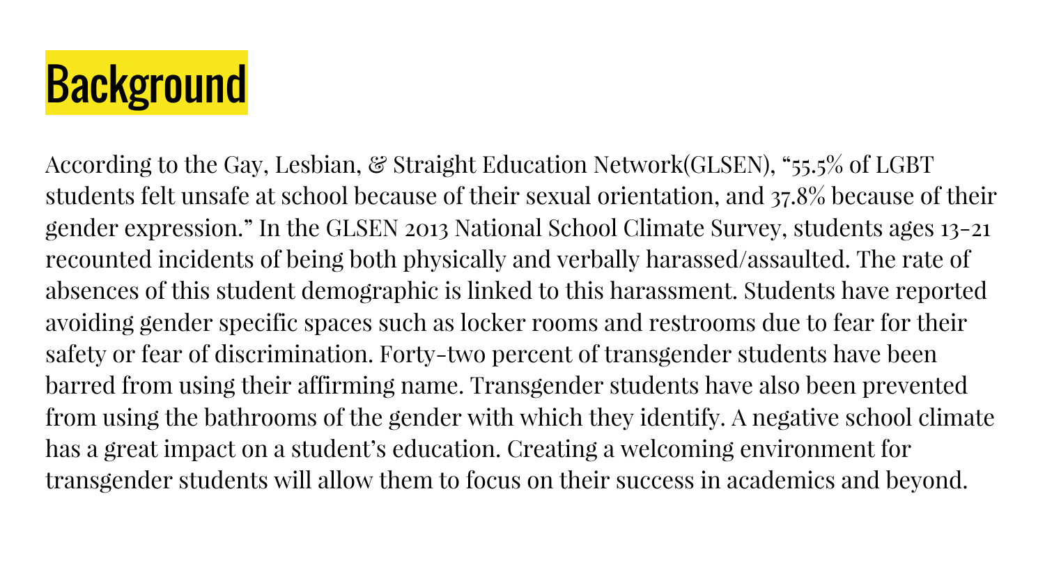# Background

According to the Gay, Lesbian, & Straight Education Network(GLSEN), "55.5% of LGBT students felt unsafe at school because of their sexual orientation, and 37.8% because of their gender expression." In the GLSEN 2013 National School Climate Survey, students ages 13-21 recounted incidents of being both physically and verbally harassed/assaulted. The rate of absences of this student demographic is linked to this harassment. Students have reported avoiding gender specific spaces such as locker rooms and restrooms due to fear for their safety or fear of discrimination. Forty-two percent of transgender students have been barred from using their affirming name. Transgender students have also been prevented from using the bathrooms of the gender with which they identify. A negative school climate has a great impact on a student's education. Creating a welcoming environment for transgender students will allow them to focus on their success in academics and beyond.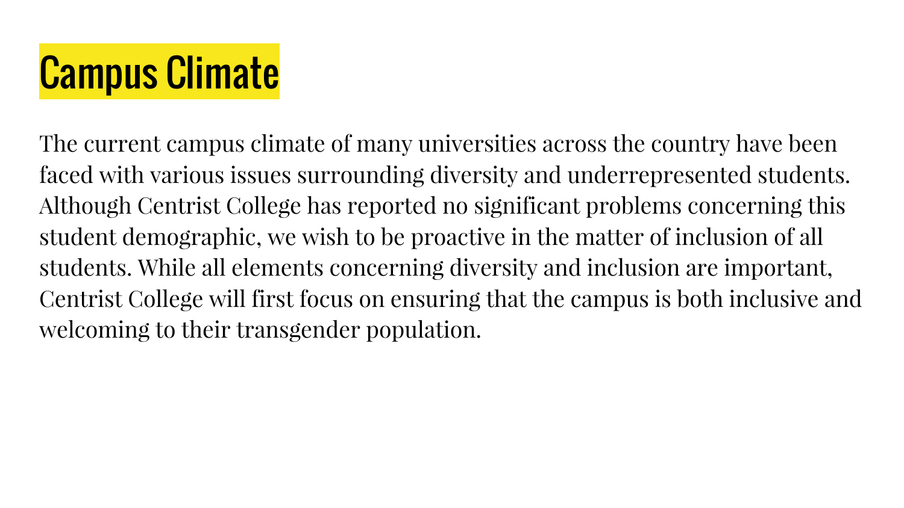# Campus Climate

The current campus climate of many universities across the country have been faced with various issues surrounding diversity and underrepresented students. Although Centrist College has reported no significant problems concerning this student demographic, we wish to be proactive in the matter of inclusion of all students. While all elements concerning diversity and inclusion are important, Centrist College will first focus on ensuring that the campus is both inclusive and welcoming to their transgender population.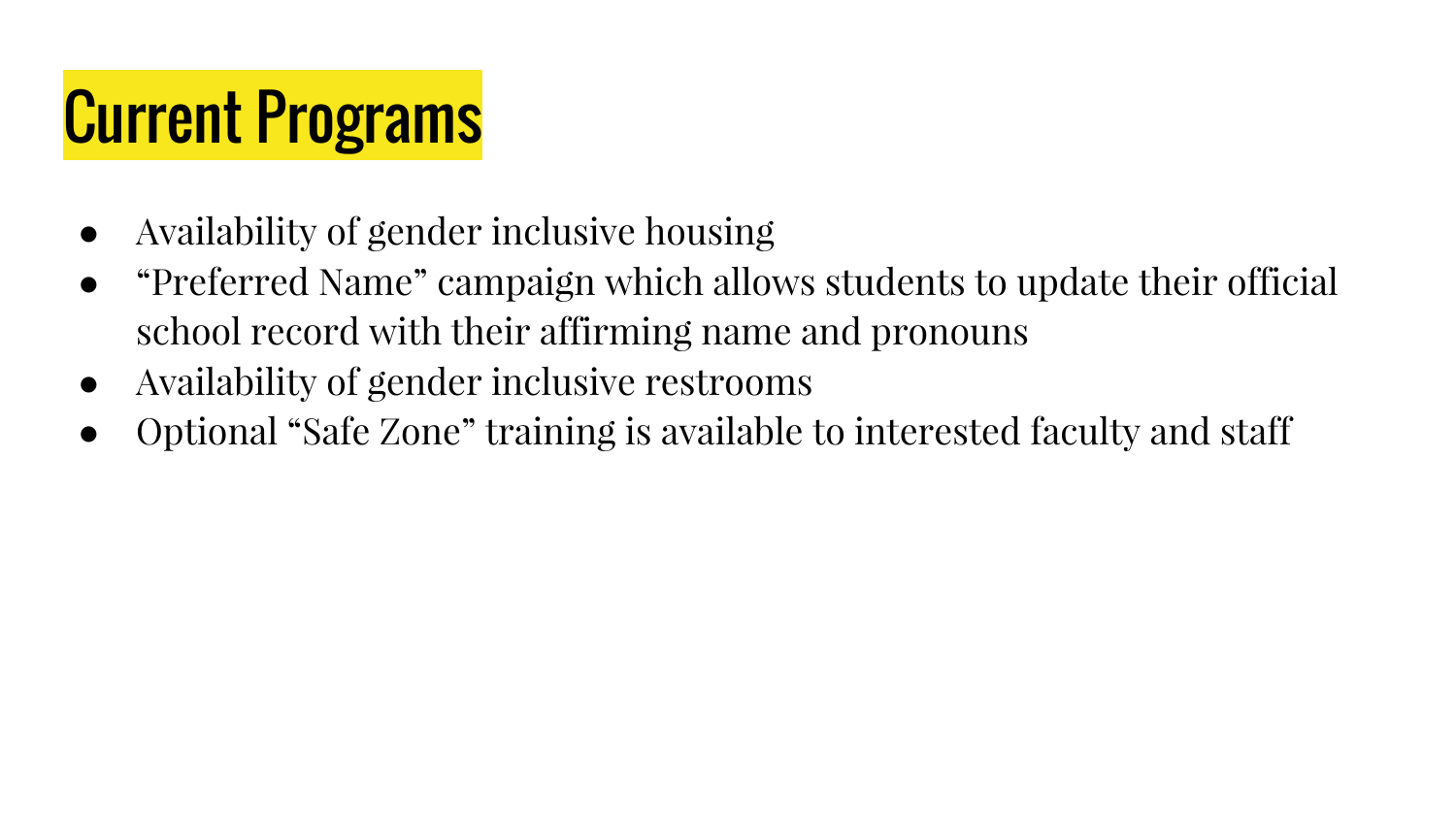# Current Programs

- Availability of gender inclusive housing
- “Preferred Name” campaign which allows students to update their official school record with their affirming name and pronouns
- Availability of gender inclusive restrooms
- Optional “Safe Zone” training is available to interested faculty and staff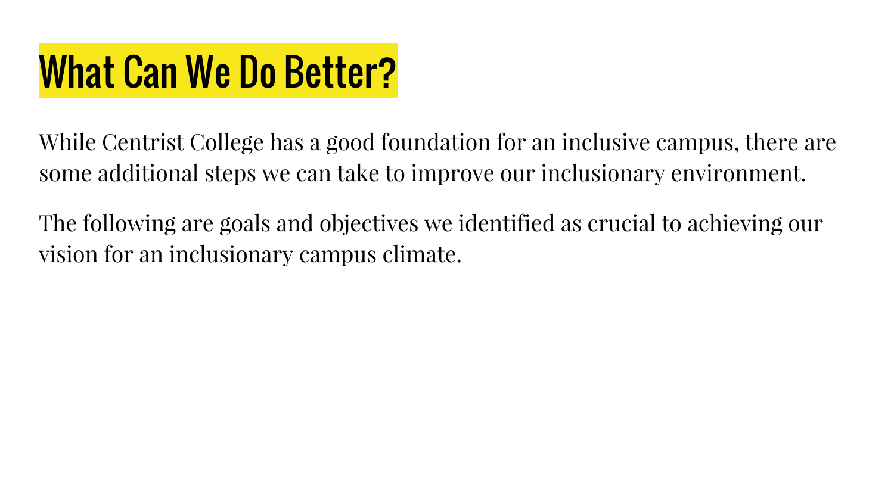# What Can We Do Better?

While Centrist College has a good foundation for an inclusive campus, there are some additional steps we can take to improve our inclusionary environment.

The following are goals and objectives we identified as crucial to achieving our vision for an inclusionary campus climate.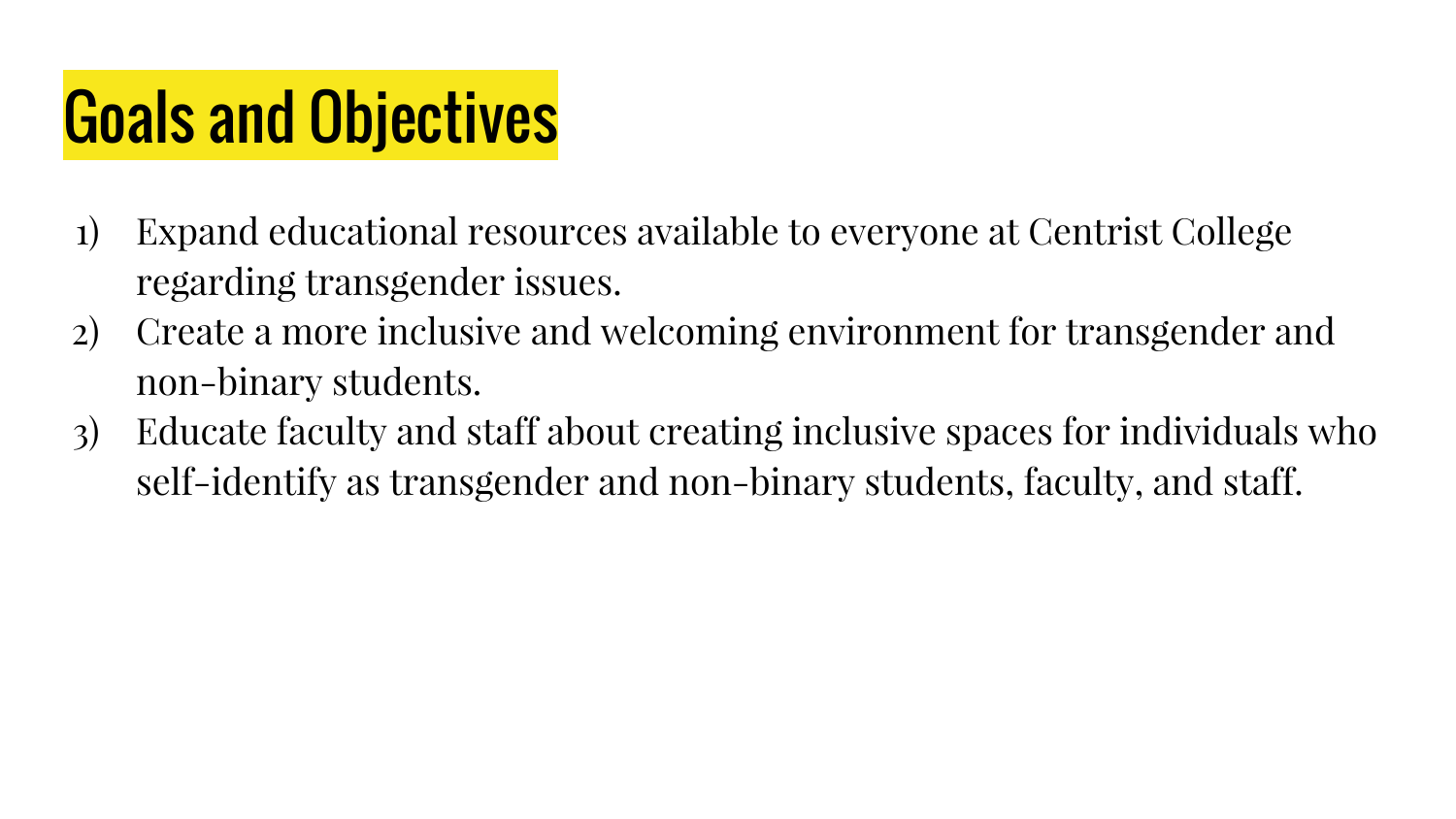# Goals and Objectives

1) Expand educational resources available to everyone at Centrist College regarding transgender issues.
2) Create a more inclusive and welcoming environment for transgender and non-binary students.
3) Educate faculty and staff about creating inclusive spaces for individuals who self-identify as transgender and non-binary students, faculty, and staff.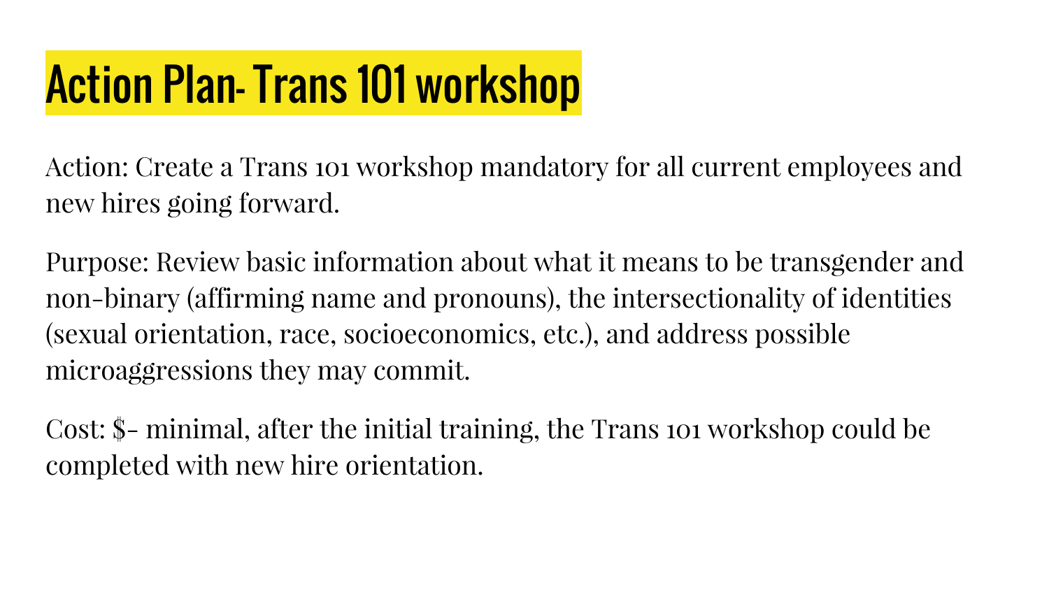# Action Plan- Trans 101 workshop

Action: Create a Trans 101 workshop mandatory for all current employees and new hires going forward.

Purpose: Review basic information about what it means to be transgender and non-binary (affirming name and pronouns), the intersectionality of identities (sexual orientation, race, socioeconomics, etc.), and address possible microaggressions they may commit.

Cost: $- minimal, after the initial training, the Trans 101 workshop could be completed with new hire orientation.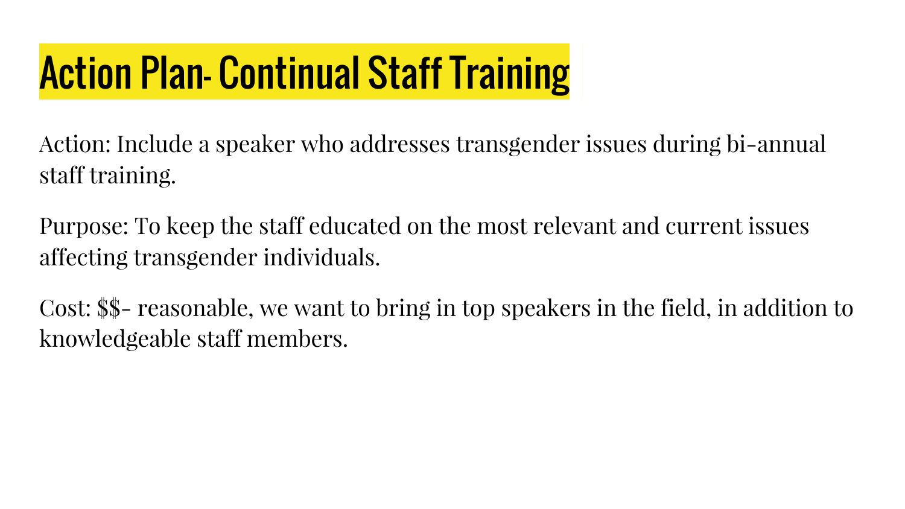# Action Plan- Continual Staff Training

Action: Include a speaker who addresses transgender issues during bi-annual staff training.

Purpose: To keep the staff educated on the most relevant and current issues affecting transgender individuals.

Cost: $$- reasonable, we want to bring in top speakers in the field, in addition to knowledgeable staff members.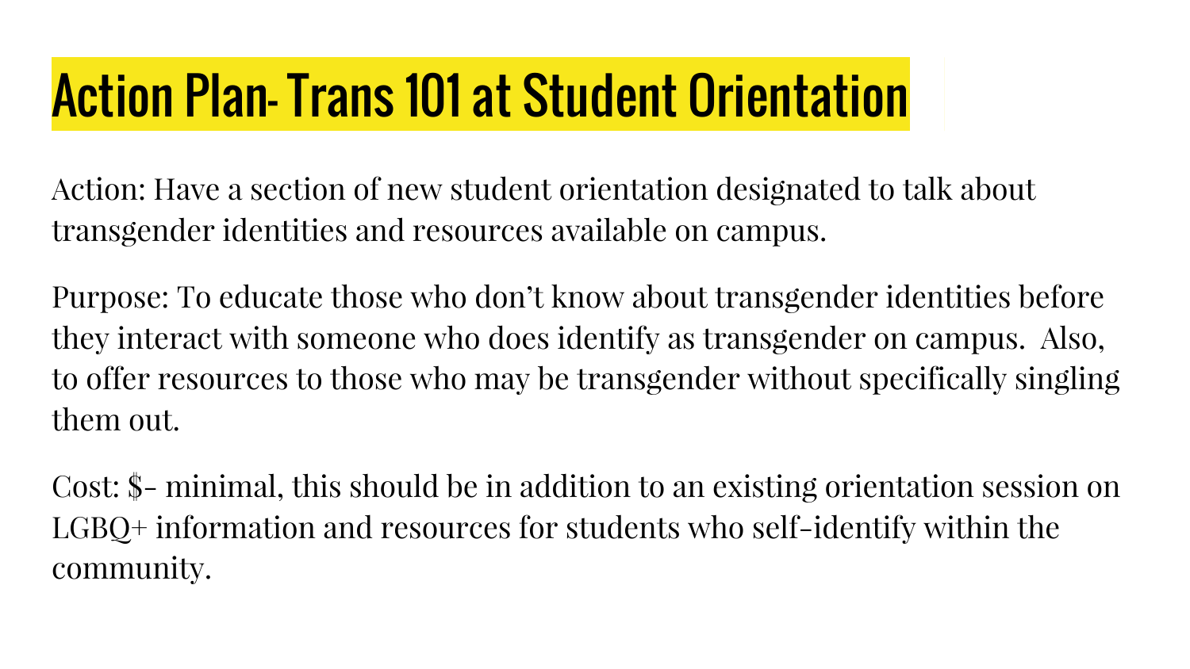# Action Plan- Trans 101 at Student Orientation

Action: Have a section of new student orientation designated to talk about transgender identities and resources available on campus.

Purpose: To educate those who don't know about transgender identities before they interact with someone who does identify as transgender on campus. Also, to offer resources to those who may be transgender without specifically singling them out.

Cost: $- minimal, this should be in addition to an existing orientation session on LGBQ+ information and resources for students who self-identify within the community.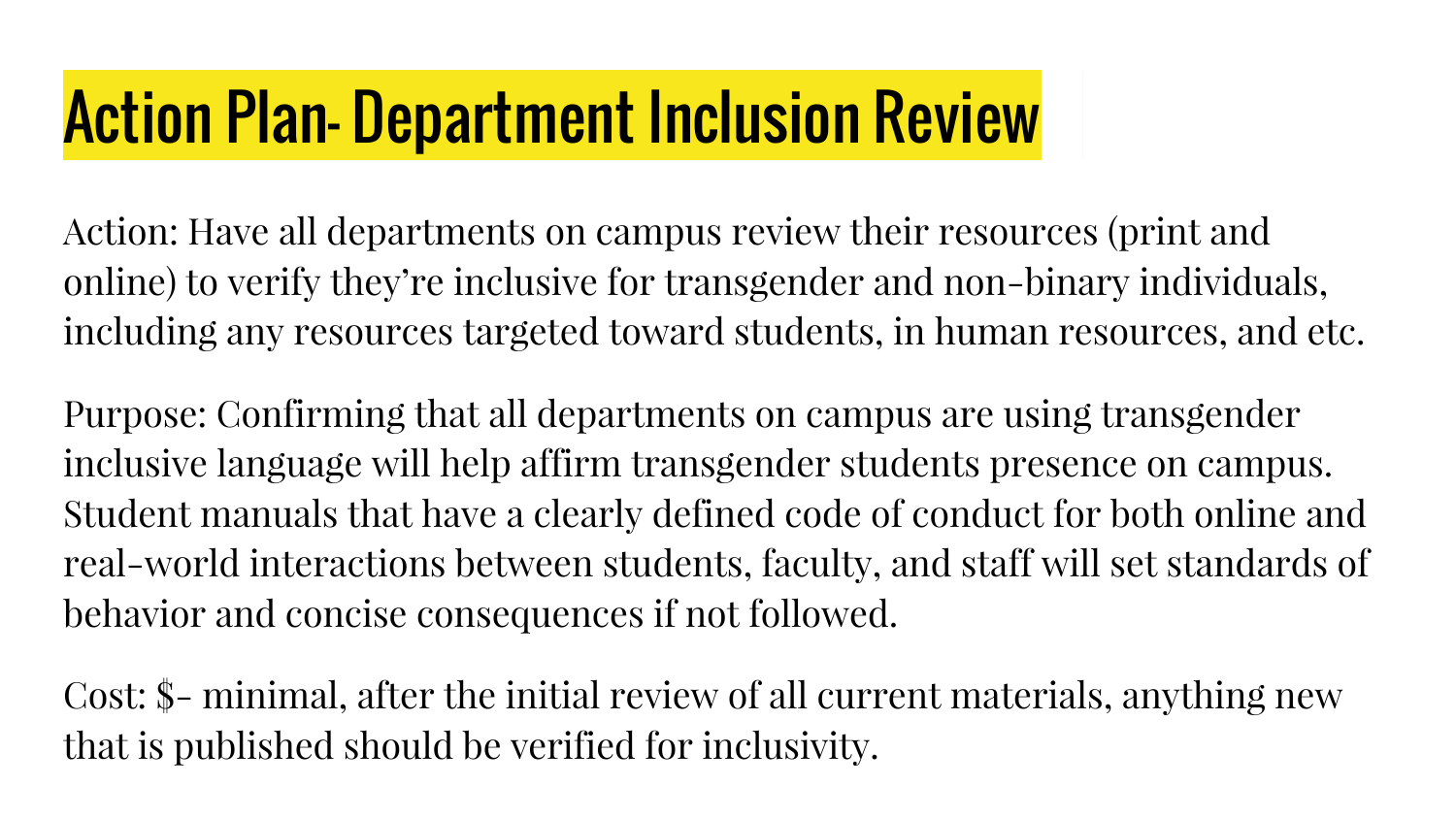# Action Plan- Department Inclusion Review

Action: Have all departments on campus review their resources (print and online) to verify they're inclusive for transgender and non-binary individuals, including any resources targeted toward students, in human resources, and etc.

Purpose: Confirming that all departments on campus are using transgender inclusive language will help affirm transgender students presence on campus. Student manuals that have a clearly defined code of conduct for both online and real-world interactions between students, faculty, and staff will set standards of behavior and concise consequences if not followed.

Cost: $- minimal, after the initial review of all current materials, anything new that is published should be verified for inclusivity.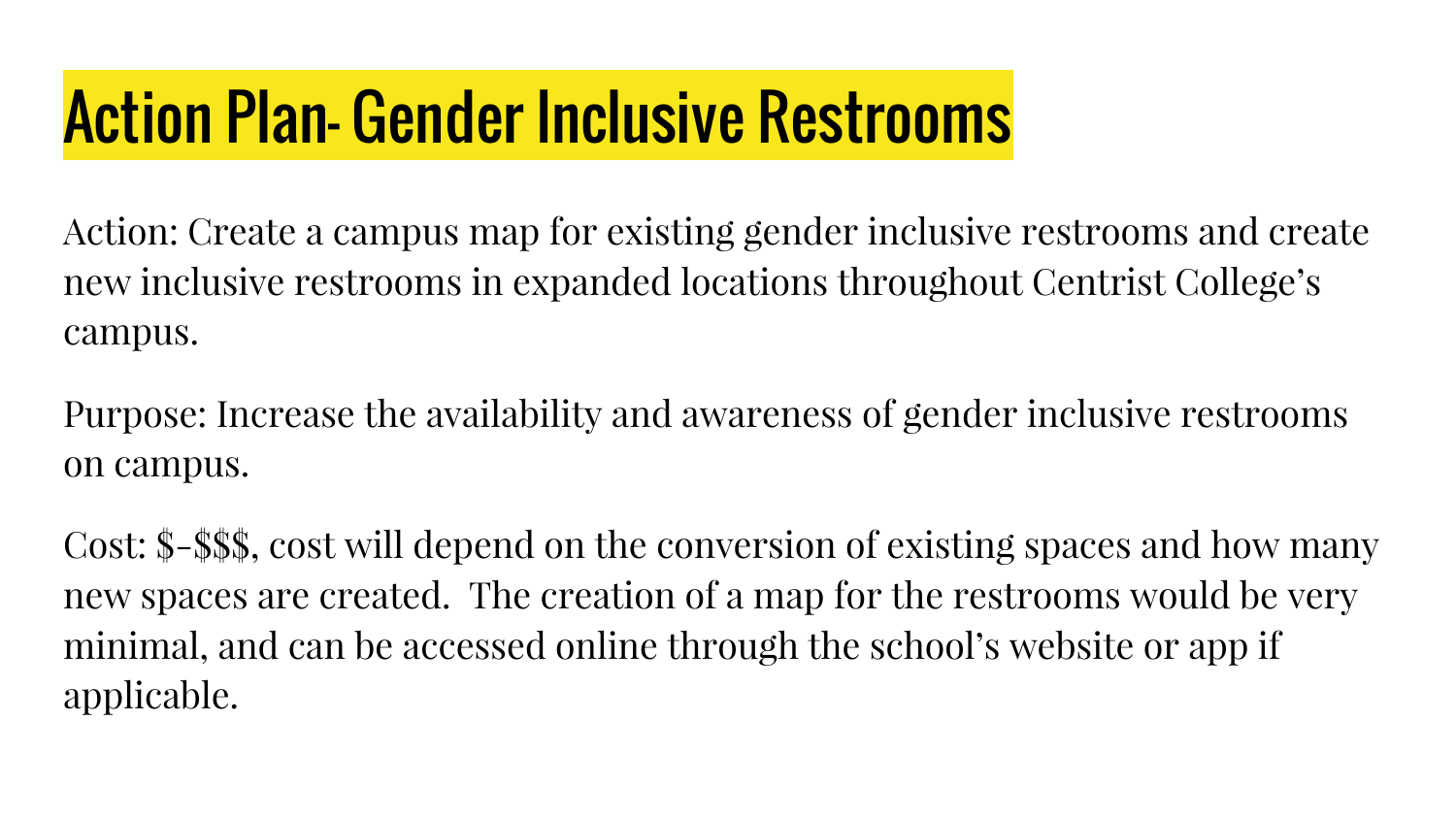# Action Plan- Gender Inclusive Restrooms

Action: Create a campus map for existing gender inclusive restrooms and create new inclusive restrooms in expanded locations throughout Centrist College's campus.

Purpose: Increase the availability and awareness of gender inclusive restrooms on campus.

Cost: $-$$$, cost will depend on the conversion of existing spaces and how many new spaces are created. The creation of a map for the restrooms would be very minimal, and can be accessed online through the school's website or app if applicable.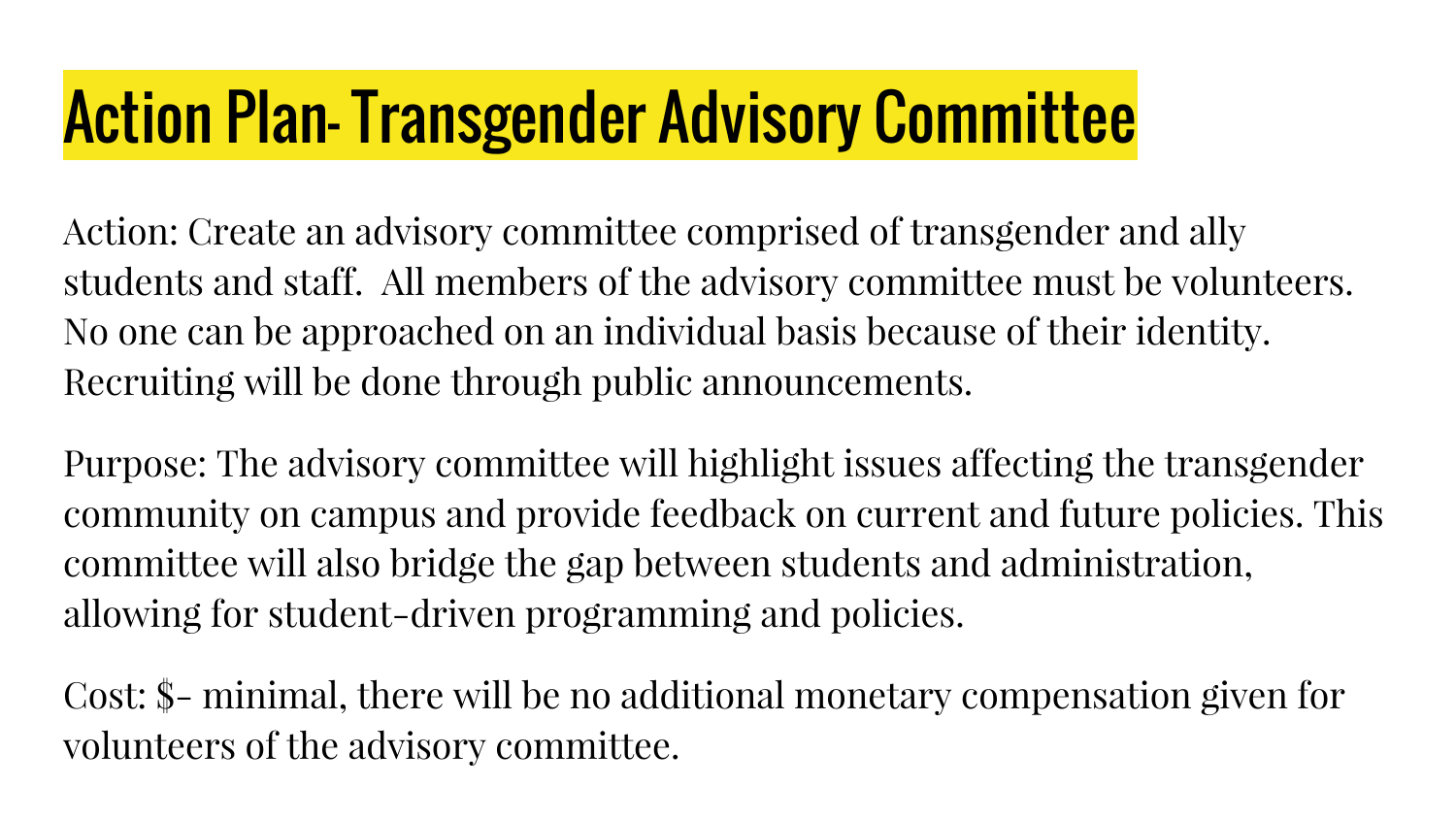# Action Plan- Transgender Advisory Committee

Action: Create an advisory committee comprised of transgender and ally students and staff. All members of the advisory committee must be volunteers. No one can be approached on an individual basis because of their identity. Recruiting will be done through public announcements.

Purpose: The advisory committee will highlight issues affecting the transgender community on campus and provide feedback on current and future policies. This committee will also bridge the gap between students and administration, allowing for student-driven programming and policies.

Cost: $- minimal, there will be no additional monetary compensation given for volunteers of the advisory committee.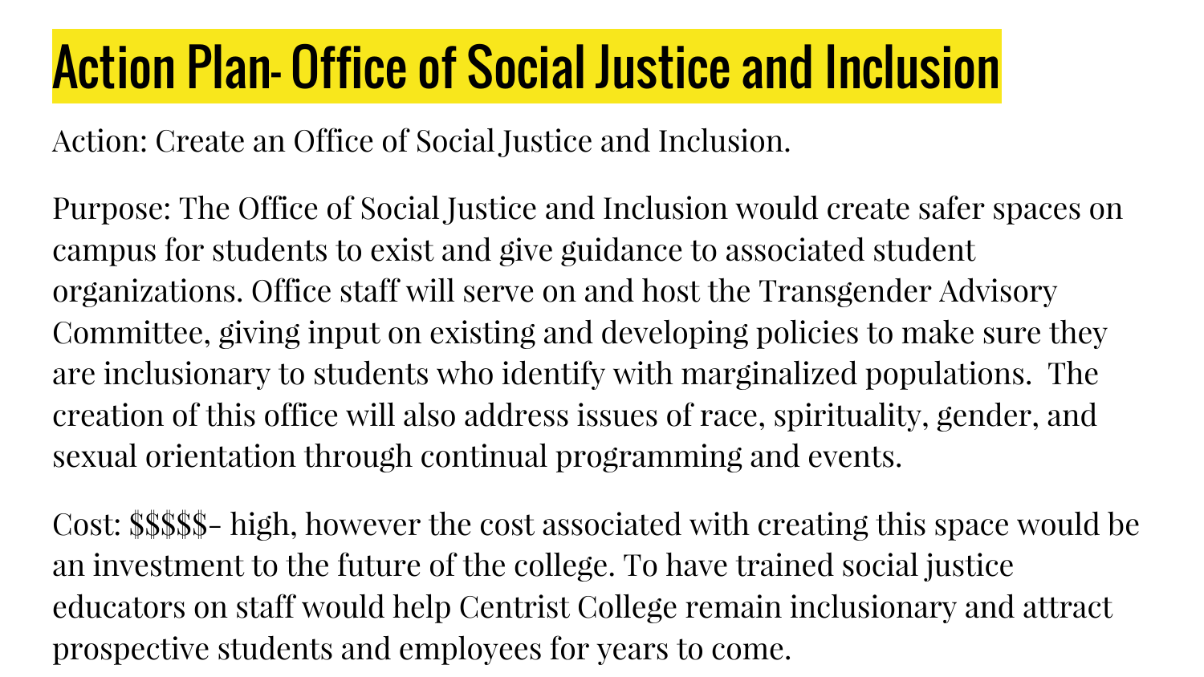# Action Plan- Office of Social Justice and Inclusion

Action: Create an Office of Social Justice and Inclusion.

Purpose: The Office of Social Justice and Inclusion would create safer spaces on campus for students to exist and give guidance to associated student organizations. Office staff will serve on and host the Transgender Advisory Committee, giving input on existing and developing policies to make sure they are inclusionary to students who identify with marginalized populations. The creation of this office will also address issues of race, spirituality, gender, and sexual orientation through continual programming and events.

Cost: $$$$$- high, however the cost associated with creating this space would be an investment to the future of the college. To have trained social justice educators on staff would help Centrist College remain inclusionary and attract prospective students and employees for years to come.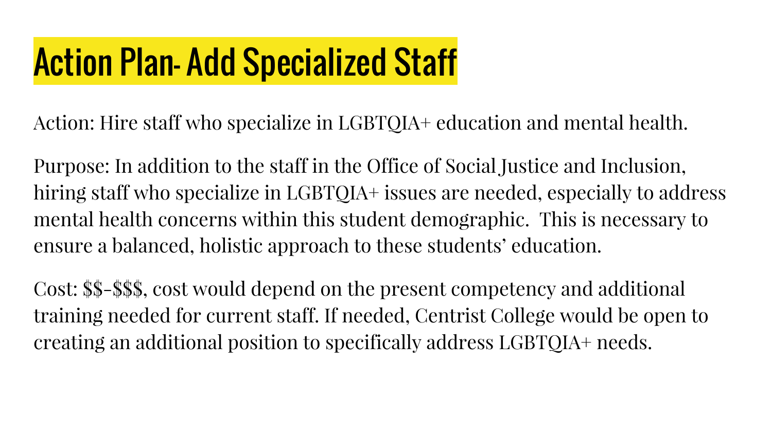# Action Plan- Add Specialized Staff

Action: Hire staff who specialize in LGBTQIA+ education and mental health.

Purpose: In addition to the staff in the Office of Social Justice and Inclusion, hiring staff who specialize in LGBTQIA+ issues are needed, especially to address mental health concerns within this student demographic.  This is necessary to ensure a balanced, holistic approach to these students' education.

Cost: $$-$$$, cost would depend on the present competency and additional training needed for current staff. If needed, Centrist College would be open to creating an additional position to specifically address LGBTQIA+ needs.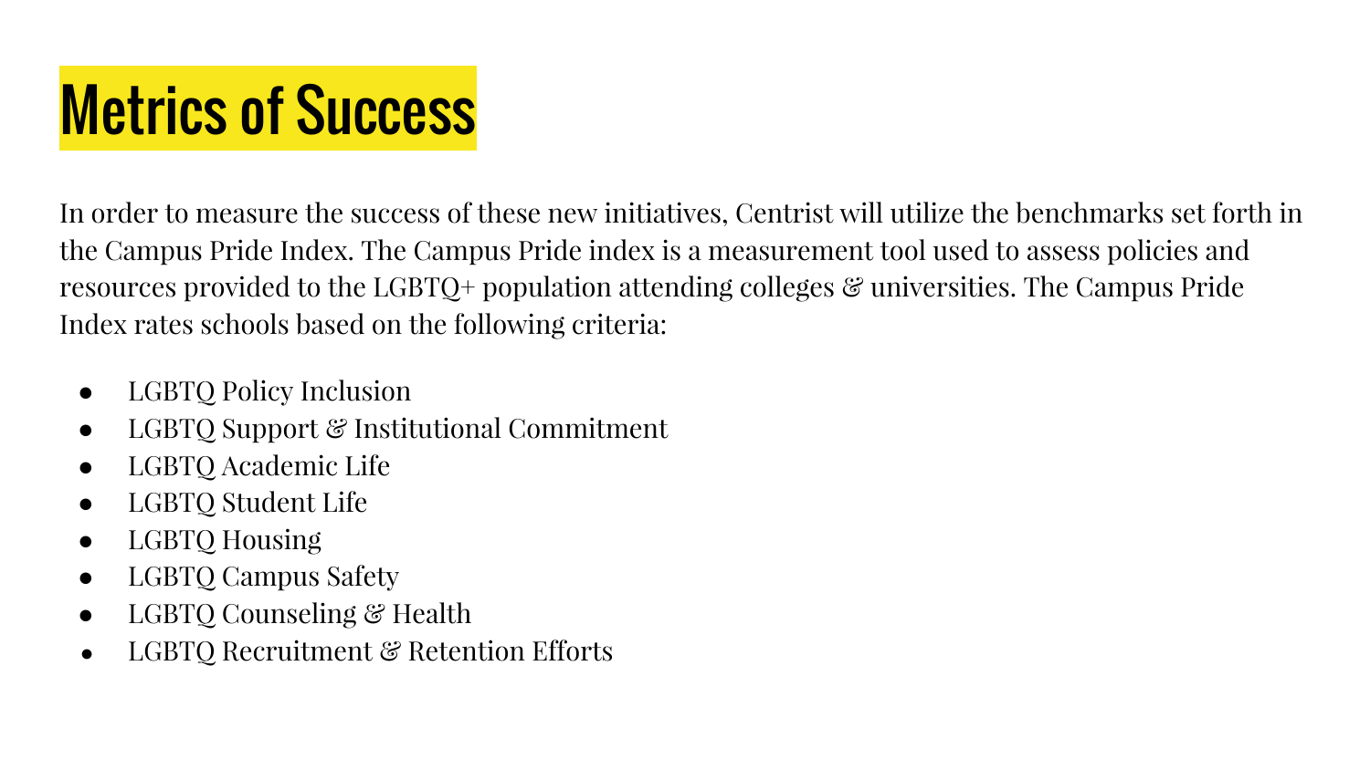# Metrics of Success

In order to measure the success of these new initiatives, Centrist will utilize the benchmarks set forth in the Campus Pride Index. The Campus Pride index is a measurement tool used to assess policies and resources provided to the LGBTQ+ population attending colleges & universities. The Campus Pride Index rates schools based on the following criteria:

- LGBTQ Policy Inclusion
- LGBTQ Support & Institutional Commitment
- LGBTQ Academic Life
- LGBTQ Student Life
- LGBTQ Housing
- LGBTQ Campus Safety
- LGBTQ Counseling & Health
- LGBTQ Recruitment & Retention Efforts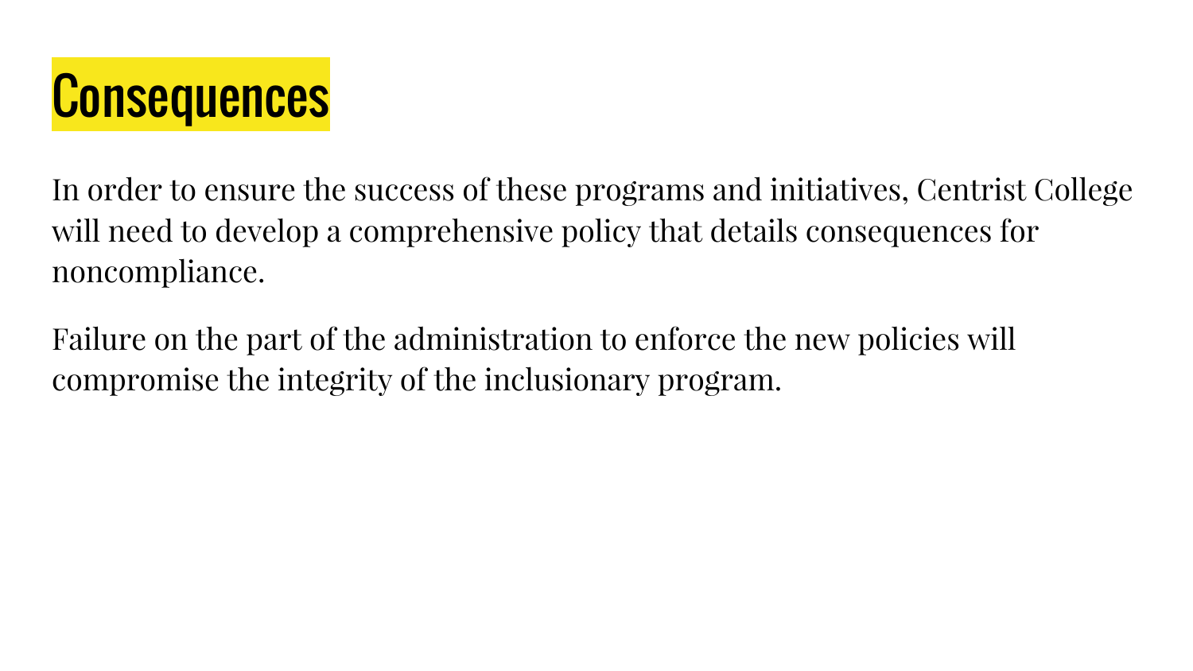# Consequences

In order to ensure the success of these programs and initiatives, Centrist College will need to develop a comprehensive policy that details consequences for noncompliance.

Failure on the part of the administration to enforce the new policies will compromise the integrity of the inclusionary program.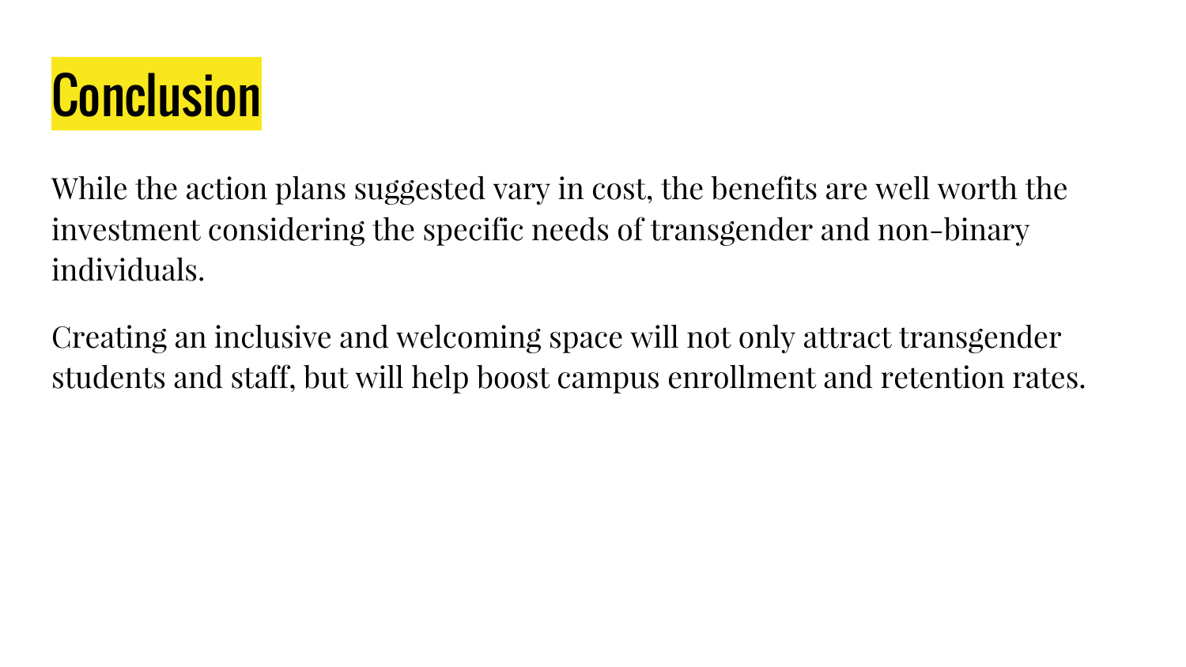# Conclusion

While the action plans suggested vary in cost, the benefits are well worth the investment considering the specific needs of transgender and non-binary individuals.

Creating an inclusive and welcoming space will not only attract transgender students and staff, but will help boost campus enrollment and retention rates.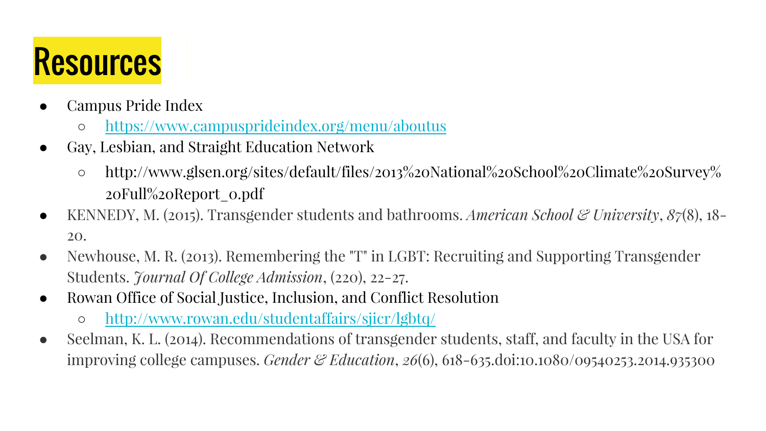# Resources

- Campus Pride Index
  - https://www.campusprideindex.org/menu/aboutus
- Gay, Lesbian, and Straight Education Network
  - http://www.glsen.org/sites/default/files/2013%20National%20School%20Climate%20Survey%20Full%20Report_0.pdf
- KENNEDY, M. (2015). Transgender students and bathrooms. *American School & University*, *87*(8), 18-20.
- Newhouse, M. R. (2013). Remembering the "T" in LGBT: Recruiting and Supporting Transgender Students. *Journal Of College Admission*, (220), 22-27.
- Rowan Office of Social Justice, Inclusion, and Conflict Resolution
  - http://www.rowan.edu/studentaffairs/sjicr/lgbtq/
- Seelman, K. L. (2014). Recommendations of transgender students, staff, and faculty in the USA for improving college campuses. *Gender & Education*, *26*(6), 618-635.doi:10.1080/09540253.2014.935300